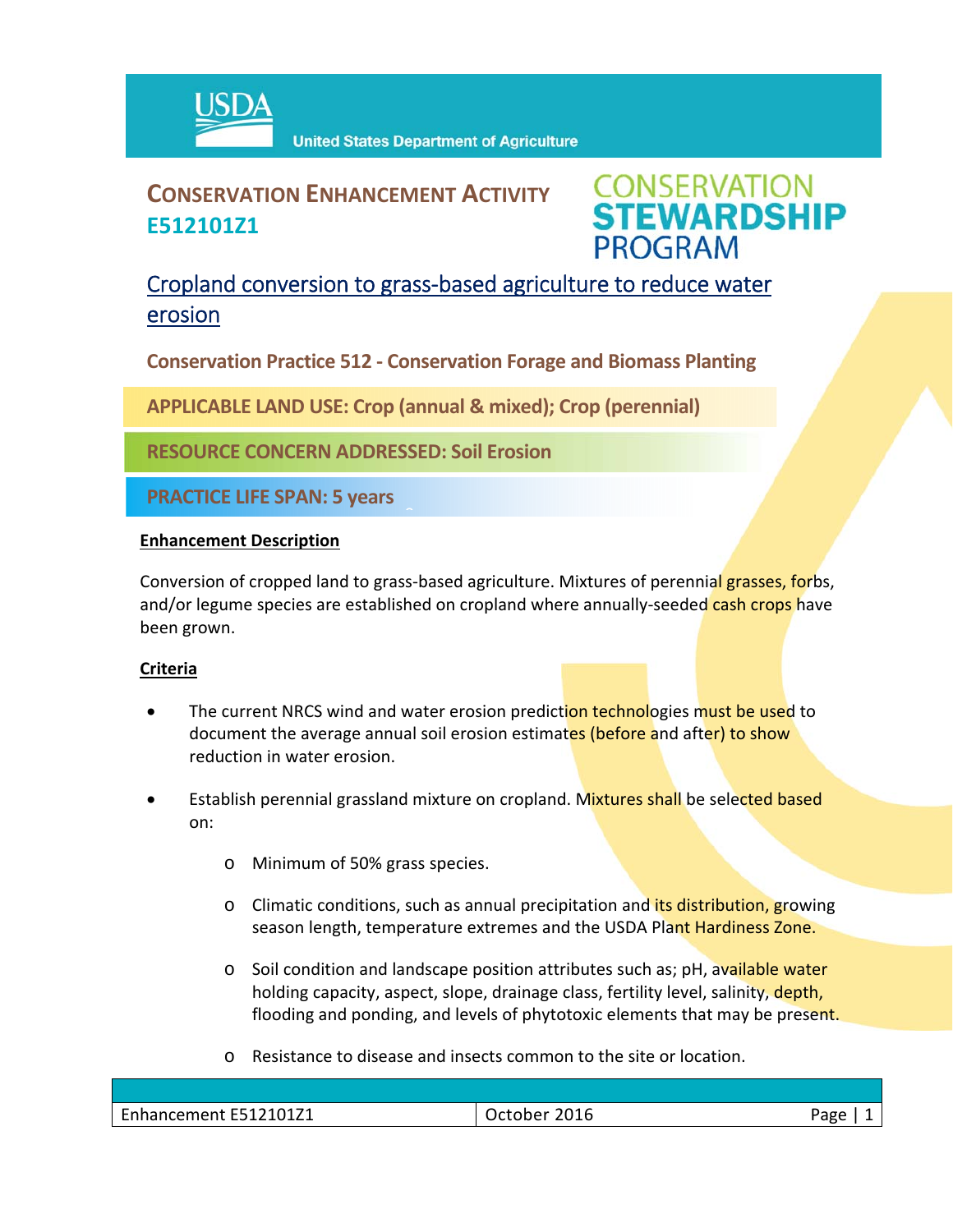USDA United States Department of Agriculture

# CONSERVATION ENHANCEMENT ACTIVITY E512101Z1

CONSERVATION STEWARDSHIP PROGRAM

## Cropland conversion to grass-based agriculture to reduce water erosion

**Conservation Practice 512 - Conservation Forage and Biomass Planting**

**APPLICABLE LAND USE: Crop (annual & mixed); Crop (perennial)**

**RESOURCE CONCERN ADDRESSED: Soil Erosion**

**PRACTICE LIFE SPAN: 5 years**

### Enhancement Description

Conversion of cropped land to grass-based agriculture. Mixtures of perennial grasses, forbs, and/or legume species are established on cropland where annually-seeded cash crops have been grown.

### Criteria

- The current NRCS wind and water erosion prediction technologies must be used to document the average annual soil erosion estimates (before and after) to show reduction in water erosion.
- Establish perennial grassland mixture on cropland. Mixtures shall be selected based on:
  - Minimum of 50% grass species.
  - Climatic conditions, such as annual precipitation and its distribution, growing season length, temperature extremes and the USDA Plant Hardiness Zone.
  - Soil condition and landscape position attributes such as; pH, available water holding capacity, aspect, slope, drainage class, fertility level, salinity, depth, flooding and ponding, and levels of phytotoxic elements that may be present.
  - Resistance to disease and insects common to the site or location.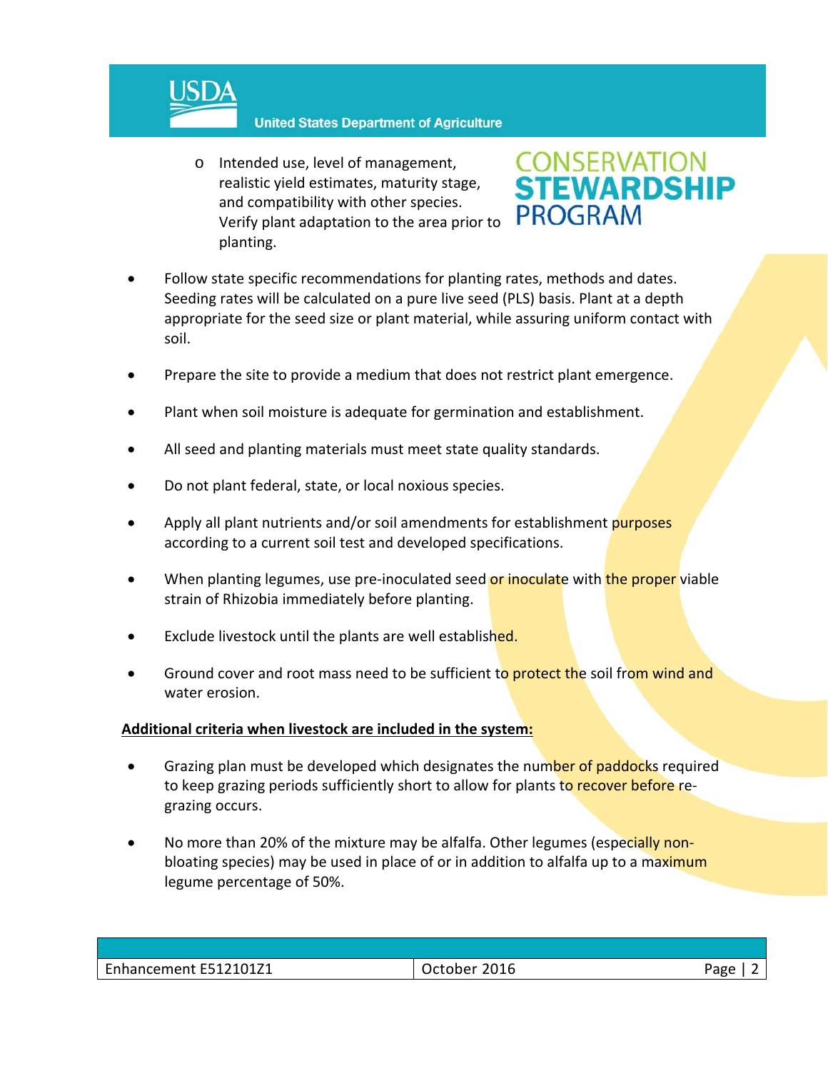- Intended use, level of management, realistic yield estimates, maturity stage, and compatibility with other species. Verify plant adaptation to the area prior to planting.

- Follow state specific recommendations for planting rates, methods and dates. Seeding rates will be calculated on a pure live seed (PLS) basis. Plant at a depth appropriate for the seed size or plant material, while assuring uniform contact with soil.
- Prepare the site to provide a medium that does not restrict plant emergence.
- Plant when soil moisture is adequate for germination and establishment.
- All seed and planting materials must meet state quality standards.
- Do not plant federal, state, or local noxious species.
- Apply all plant nutrients and/or soil amendments for establishment purposes according to a current soil test and developed specifications.
- When planting legumes, use pre-inoculated seed or inoculate with the proper viable strain of Rhizobia immediately before planting.
- Exclude livestock until the plants are well established.
- Ground cover and root mass need to be sufficient to protect the soil from wind and water erosion.

**Additional criteria when livestock are included in the system:**

- Grazing plan must be developed which designates the number of paddocks required to keep grazing periods sufficiently short to allow for plants to recover before re-grazing occurs.
- No more than 20% of the mixture may be alfalfa. Other legumes (especially non-bloating species) may be used in place of or in addition to alfalfa up to a maximum legume percentage of 50%.